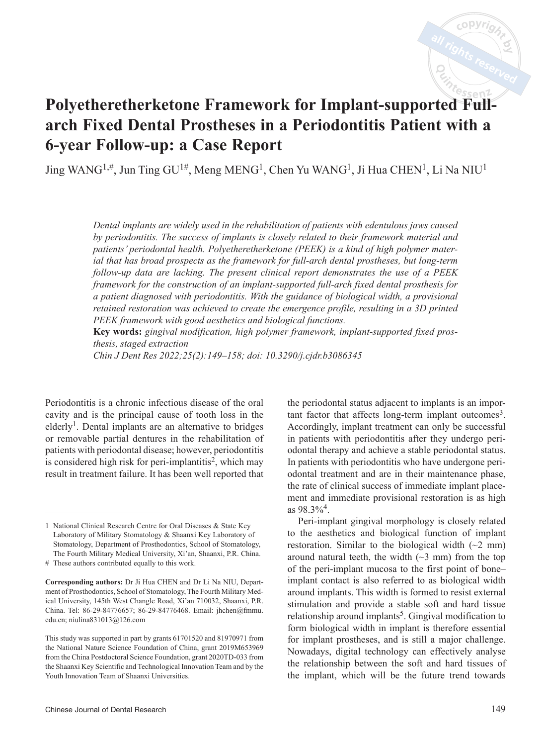# Polyetheretherketone Framework for Implant-supported Full-arch Fixed Dental Prostheses in a Periodontitis Patient with a 6-year Follow-up: a Case Report

Jing WANG[1,#], Jun Ting GU[1#], Meng MENG[1], Chen Yu WANG[1], Ji Hua CHEN[1], Li Na NIU[1]

*Dental implants are widely used in the rehabilitation of patients with edentulous jaws caused by periodontitis. The success of implants is closely related to their framework material and patients' periodontal health. Polyetheretherketone (PEEK) is a kind of high polymer material that has broad prospects as the framework for full-arch dental prostheses, but long-term follow-up data are lacking. The present clinical report demonstrates the use of a PEEK framework for the construction of an implant-supported full-arch fixed dental prosthesis for a patient diagnosed with periodontitis. With the guidance of biological width, a provisional retained restoration was achieved to create the emergence profile, resulting in a 3D printed PEEK framework with good aesthetics and biological functions.*

**Key words:** *gingival modification, high polymer framework, implant-supported fixed prosthesis, staged extraction*

*Chin J Dent Res 2022;25(2):149–158; doi: 10.3290/j.cjdr.b3086345*

Periodontitis is a chronic infectious disease of the oral cavity and is the principal cause of tooth loss in the elderly[1]. Dental implants are an alternative to bridges or removable partial dentures in the rehabilitation of patients with periodontal disease; however, periodontitis is considered high risk for peri-implantitis[2], which may result in treatment failure. It has been well reported that the periodontal status adjacent to implants is an important factor that affects long-term implant outcomes[3]. Accordingly, implant treatment can only be successful in patients with periodontitis after they undergo periodontal therapy and achieve a stable periodontal status. In patients with periodontitis who have undergone periodontal treatment and are in their maintenance phase, the rate of clinical success of immediate implant placement and immediate provisional restoration is as high as 98.3%[4].

Peri-implant gingival morphology is closely related to the aesthetics and biological function of implant restoration. Similar to the biological width (~2 mm) around natural teeth, the width (~3 mm) from the top of the peri-implant mucosa to the first point of bone–implant contact is also referred to as biological width around implants[5]. This width is formed to resist external stimulation and provide a stable soft and hard tissue relationship around implants[5]. Gingival modification to form biological width in implant is therefore essential for implant prostheses, and is still a major challenge. Nowadays, digital technology can effectively analyse the relationship between the soft and hard tissues of the implant, which will be the future trend towards

1 National Clinical Research Centre for Oral Diseases & State Key Laboratory of Military Stomatology & Shaanxi Key Laboratory of Stomatology, Department of Prosthodontics, School of Stomatology, The Fourth Military Medical University, Xi'an, Shaanxi, P.R. China.

\# These authors contributed equally to this work.

**Corresponding authors:** Dr Ji Hua CHEN and Dr Li Na NIU, Department of Prosthodontics, School of Stomatology, The Fourth Military Medical University, 145th West Changle Road, Xi'an 710032, Shaanxi, P.R. China. Tel: 86-29-84776657; 86-29-84776468. Email: jhchen@fmmu.edu.cn; niulina831013@126.com

This study was supported in part by grants 61701520 and 81970971 from the National Nature Science Foundation of China, grant 2019M653969 from the China Postdoctoral Science Foundation, grant 2020TD-033 from the Shaanxi Key Scientific and Technological Innovation Team and by the Youth Innovation Team of Shaanxi Universities.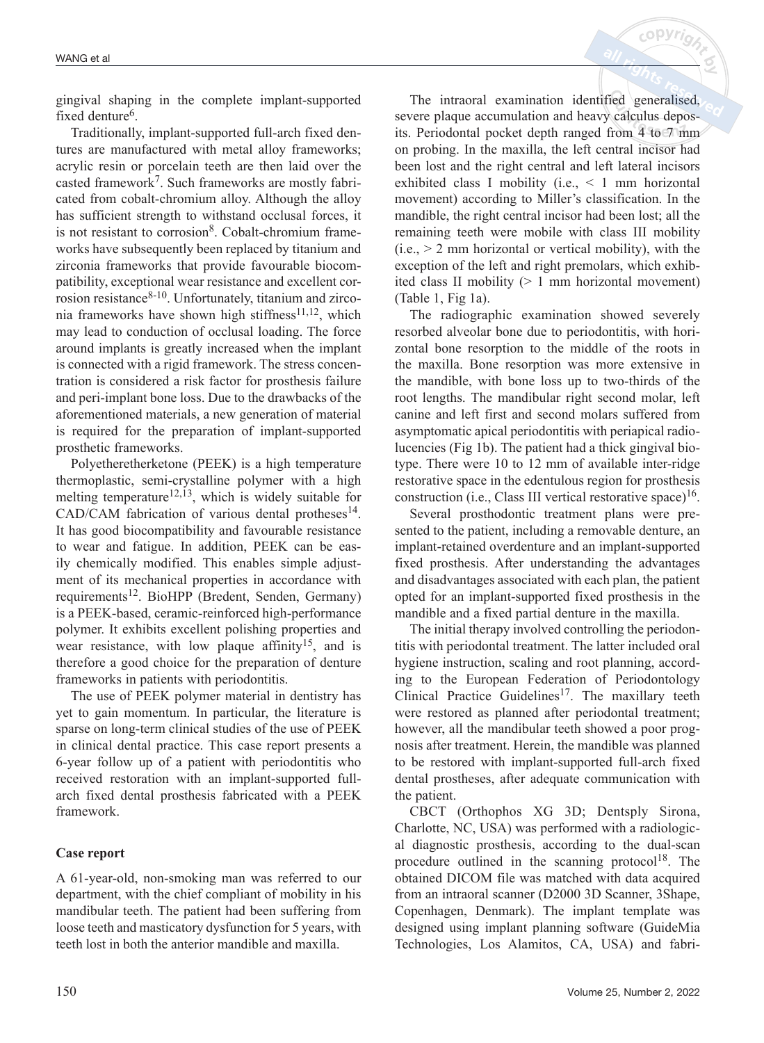gingival shaping in the complete implant-supported fixed denture[6].

Traditionally, implant-supported full-arch fixed dentures are manufactured with metal alloy frameworks; acrylic resin or porcelain teeth are then laid over the casted framework[7]. Such frameworks are mostly fabricated from cobalt-chromium alloy. Although the alloy has sufficient strength to withstand occlusal forces, it is not resistant to corrosion[8]. Cobalt-chromium frameworks have subsequently been replaced by titanium and zirconia frameworks that provide favourable biocompatibility, exceptional wear resistance and excellent corrosion resistance[8-10]. Unfortunately, titanium and zirconia frameworks have shown high stiffness[11,12], which may lead to conduction of occlusal loading. The force around implants is greatly increased when the implant is connected with a rigid framework. The stress concentration is considered a risk factor for prosthesis failure and peri-implant bone loss. Due to the drawbacks of the aforementioned materials, a new generation of material is required for the preparation of implant-supported prosthetic frameworks.

Polyetheretherketone (PEEK) is a high temperature thermoplastic, semi-crystalline polymer with a high melting temperature[12,13], which is widely suitable for CAD/CAM fabrication of various dental protheses[14]. It has good biocompatibility and favourable resistance to wear and fatigue. In addition, PEEK can be easily chemically modified. This enables simple adjustment of its mechanical properties in accordance with requirements[12]. BioHPP (Bredent, Senden, Germany) is a PEEK-based, ceramic-reinforced high-performance polymer. It exhibits excellent polishing properties and wear resistance, with low plaque affinity[15], and is therefore a good choice for the preparation of denture frameworks in patients with periodontitis.

The use of PEEK polymer material in dentistry has yet to gain momentum. In particular, the literature is sparse on long-term clinical studies of the use of PEEK in clinical dental practice. This case report presents a 6-year follow up of a patient with periodontitis who received restoration with an implant-supported full-arch fixed dental prosthesis fabricated with a PEEK framework.

## Case report

A 61-year-old, non-smoking man was referred to our department, with the chief compliant of mobility in his mandibular teeth. The patient had been suffering from loose teeth and masticatory dysfunction for 5 years, with teeth lost in both the anterior mandible and maxilla.

The intraoral examination identified generalised, severe plaque accumulation and heavy calculus deposits. Periodontal pocket depth ranged from 4 to 7 mm on probing. In the maxilla, the left central incisor had been lost and the right central and left lateral incisors exhibited class I mobility (i.e., < 1 mm horizontal movement) according to Miller's classification. In the mandible, the right central incisor had been lost; all the remaining teeth were mobile with class III mobility (i.e., > 2 mm horizontal or vertical mobility), with the exception of the left and right premolars, which exhibited class II mobility (> 1 mm horizontal movement) (Table 1, Fig 1a).

The radiographic examination showed severely resorbed alveolar bone due to periodontitis, with horizontal bone resorption to the middle of the roots in the maxilla. Bone resorption was more extensive in the mandible, with bone loss up to two-thirds of the root lengths. The mandibular right second molar, left canine and left first and second molars suffered from asymptomatic apical periodontitis with periapical radiolucencies (Fig 1b). The patient had a thick gingival biotype. There were 10 to 12 mm of available inter-ridge restorative space in the edentulous region for prosthesis construction (i.e., Class III vertical restorative space)[16].

Several prosthodontic treatment plans were presented to the patient, including a removable denture, an implant-retained overdenture and an implant-supported fixed prosthesis. After understanding the advantages and disadvantages associated with each plan, the patient opted for an implant-supported fixed prosthesis in the mandible and a fixed partial denture in the maxilla.

The initial therapy involved controlling the periodontitis with periodontal treatment. The latter included oral hygiene instruction, scaling and root planning, according to the European Federation of Periodontology Clinical Practice Guidelines[17]. The maxillary teeth were restored as planned after periodontal treatment; however, all the mandibular teeth showed a poor prognosis after treatment. Herein, the mandible was planned to be restored with implant-supported full-arch fixed dental prostheses, after adequate communication with the patient.

CBCT (Orthophos XG 3D; Dentsply Sirona, Charlotte, NC, USA) was performed with a radiological diagnostic prosthesis, according to the dual-scan procedure outlined in the scanning protocol[18]. The obtained DICOM file was matched with data acquired from an intraoral scanner (D2000 3D Scanner, 3Shape, Copenhagen, Denmark). The implant template was designed using implant planning software (GuideMia Technologies, Los Alamitos, CA, USA) and fabri-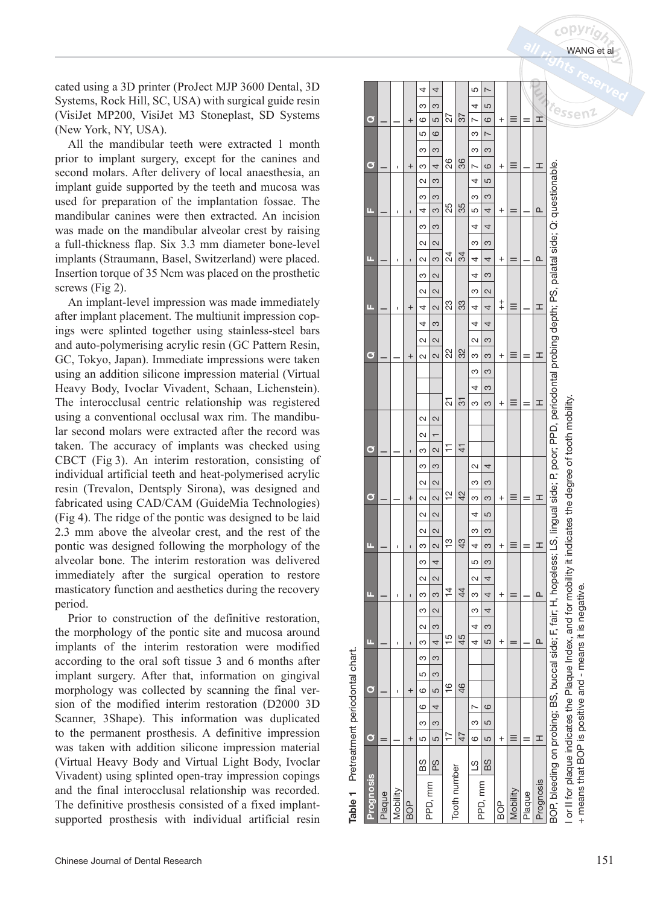cated using a 3D printer (ProJect MJP 3600 Dental, 3D Systems, Rock Hill, SC, USA) with surgical guide resin (VisiJet MP200, VisiJet M3 Stoneplast, SD Systems (New York, NY, USA).

All the mandibular teeth were extracted 1 month prior to implant surgery, except for the canines and second molars. After delivery of local anaesthesia, an implant guide supported by the teeth and mucosa was used for preparation of the implantation fossae. The mandibular canines were then extracted. An incision was made on the mandibular alveolar crest by raising a full-thickness flap. Six 3.3 mm diameter bone-level implants (Straumann, Basel, Switzerland) were placed. Insertion torque of 35 Ncm was placed on the prosthetic screws (Fig 2).

An implant-level impression was made immediately after implant placement. The multiunit impression copings were splinted together using stainless-steel bars and auto-polymerising acrylic resin (GC Pattern Resin, GC, Tokyo, Japan). Immediate impressions were taken using an addition silicone impression material (Virtual Heavy Body, Ivoclar Vivadent, Schaan, Lichenstein). The interocclusal centric relationship was registered using a conventional occlusal wax rim. The mandibular second molars were extracted after the record was taken. The accuracy of implants was checked using CBCT (Fig 3). An interim restoration, consisting of individual artificial teeth and heat-polymerised acrylic resin (Trevalon, Dentsply Sirona), was designed and fabricated using CAD/CAM (GuideMia Technologies) (Fig 4). The ridge of the pontic was designed to be laid 2.3 mm above the alveolar crest, and the rest of the pontic was designed following the morphology of the alveolar bone. The interim restoration was delivered immediately after the surgical operation to restore masticatory function and aesthetics during the recovery period.

Prior to construction of the definitive restoration, the morphology of the pontic site and mucosa around implants of the interim restoration were modified according to the oral soft tissue 3 and 6 months after implant surgery. After that, information on gingival morphology was collected by scanning the final version of the modified interim restoration (D2000 3D Scanner, 3Shape). This information was duplicated to the permanent prosthesis. A definitive impression was taken with addition silicone impression material (Virtual Heavy Body and Virtual Light Body, Ivoclar Vivadent) using splinted open-tray impression copings and the final interocclusal relationship was recorded. The definitive prosthesis consisted of a fixed implant-supported prosthesis with individual artificial resin

**Table 1** Pretreatment periodontal chart.

| Prognosis | | Q | Q | F | F | F | Q | Q | | Q | F | F | F | Q | Q |
|---|---|---|---|---|---|---|---|---|---|---|---|---|---|---|---|
| Plaque | | II | I | I | I | I | I | I | | I | I | I | I | I | I |
| Mobility | | I | - | - | - | - | I | I | | I | - | - | - | - | I |
| BOP | | + | + | - | - | - | + | - | | + | + | - | - | + | + |
| PPD, mm | BS | 5 3 6 | 6 5 3 | 3 2 3 | 3 2 3 | 3 2 2 | 2 2 3 | 3 2 2 | | 2 2 4 | 4 2 3 | 2 2 3 | 4 3 2 | 3 3 5 | 6 3 4 |
| | PS | 5 3 4 | 5 3 3 | 4 3 2 | 3 2 4 | 2 2 2 | 2 2 3 | 2 1 2 | | 2 2 3 | 2 2 2 | 3 2 3 | 3 3 3 | 4 3 6 | 5 3 4 |
| Tooth number | | 17 | 16 | 15 | 14 | 13 | 12 | 11 | 21 | 22 | 23 | 24 | 25 | 26 | 27 |
| | | 47 | 46 | 45 | 44 | 43 | 42 | 41 | 31 | 32 | 33 | 34 | 35 | 36 | 37 |
| PPD, mm | LS | 6 3 7 | | 4 4 3 | 3 2 5 | 4 3 4 | 3 3 2 | | 3 4 3 | 3 2 4 | 4 3 4 | 4 3 4 | 5 3 4 | 7 3 3 | 7 4 5 |
| | BS | 5 5 6 | | 5 3 4 | 4 4 3 | 3 3 5 | 3 3 4 | | 3 3 3 | 3 3 4 | 4 2 3 | 4 3 4 | 4 3 5 | 6 3 7 | 6 5 7 |
| BOP | | + | | + | + | + | + | | + | + | ++ | + | + | + | + |
| Mobility | | III | | II | II | III | III | | III | III | III | II | II | III | III |
| Plaque | | II | | I | I | II | II | | II | II | I | I | I | I | II |
| Prognosis | | H | | P | P | H | H | | H | H | H | P | P | H | H |

BOP, bleeding on probing; BS, buccal side; F, fair; H, hopeless; LS, lingual side; P, poor; PPD, periodontal probing depth; PS, palatal side; Q: questionable.
I or II for plaque indicates the Plaque Index, and for mobility it indicates the degree of tooth mobility.
+ means that BOP is positive and - means it is negative.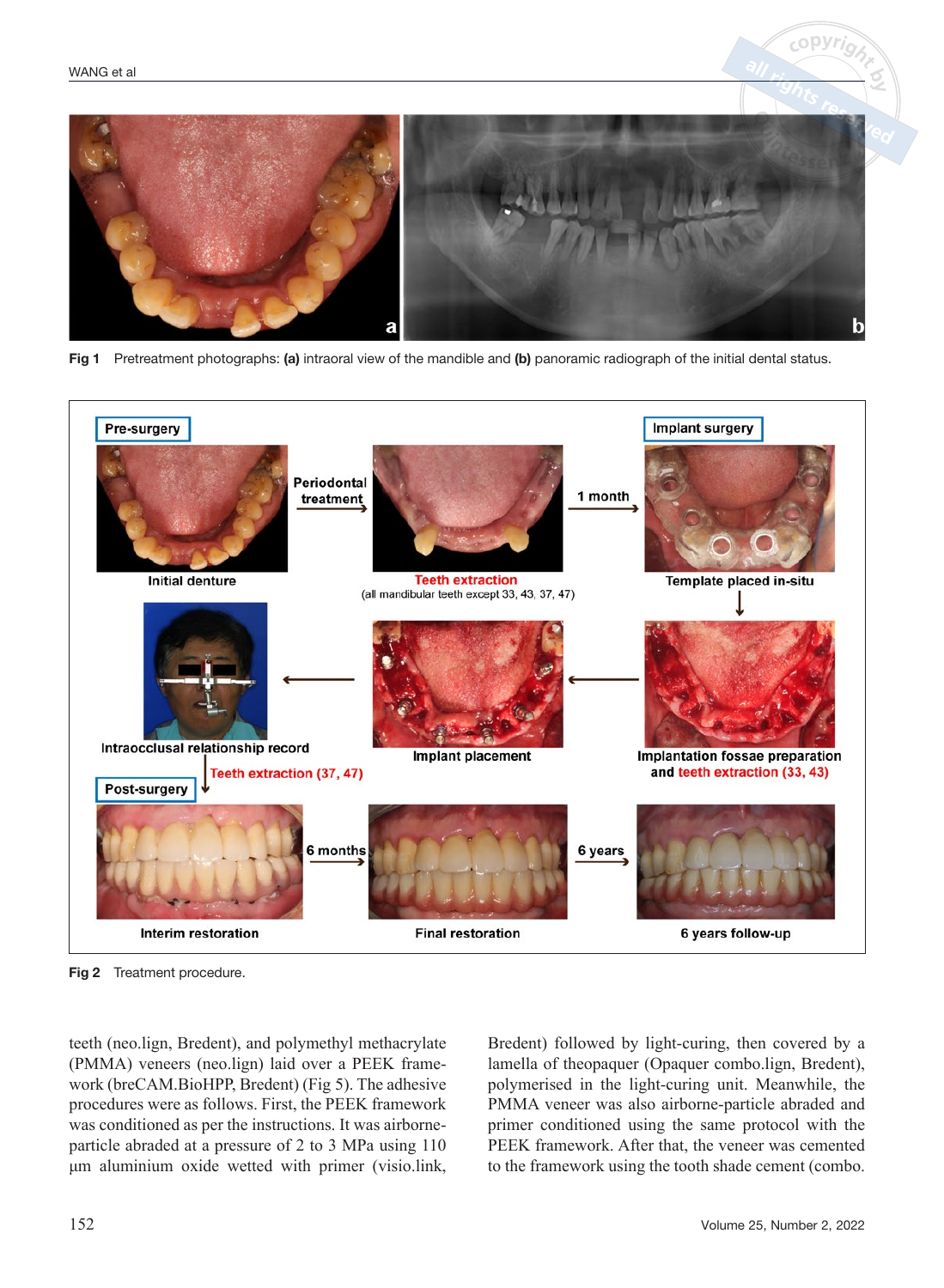Fig 1 Pretreatment photographs: **(a)** intraoral view of the mandible and **(b)** panoramic radiograph of the initial dental status.

Fig 2 Treatment procedure.

teeth (neo.lign, Bredent), and polymethyl methacrylate (PMMA) veneers (neo.lign) laid over a PEEK framework (breCAM.BioHPP, Bredent) (Fig 5). The adhesive procedures were as follows. First, the PEEK framework was conditioned as per the instructions. It was airborne-particle abraded at a pressure of 2 to 3 MPa using 110 µm aluminium oxide wetted with primer (visio.link, Bredent) followed by light-curing, then covered by a lamella of theopaquer (Opaquer combo.lign, Bredent), polymerised in the light-curing unit. Meanwhile, the PMMA veneer was also airborne-particle abraded and primer conditioned using the same protocol with the PEEK framework. After that, the veneer was cemented to the framework using the tooth shade cement (combo.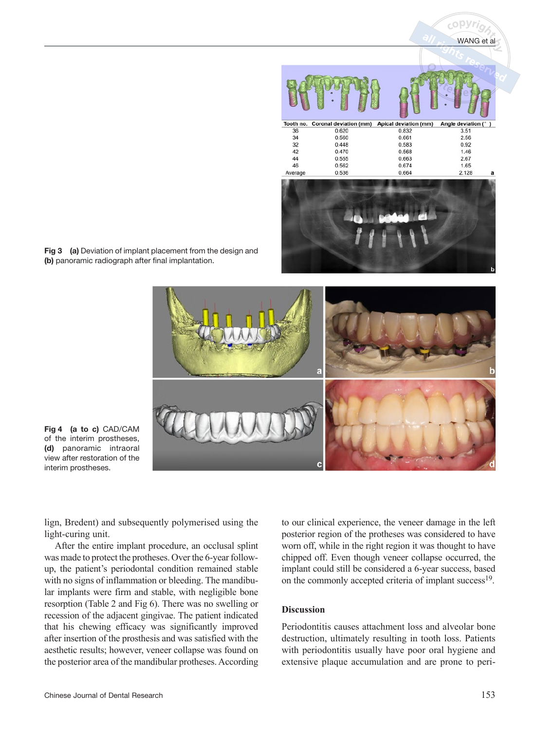| Tooth no. | Coronal deviation (mm) | Apical deviation (mm) | Angle deviation (°) |
|---|---|---|---|
| 36 | 0.620 | 0.832 | 3.51 |
| 34 | 0.560 | 0.661 | 2.56 |
| 32 | 0.448 | 0.583 | 0.92 |
| 42 | 0.470 | 0.568 | 1.46 |
| 44 | 0.555 | 0.663 | 2.67 |
| 46 | 0.562 | 0.674 | 1.65 |
| Average | 0.536 | 0.664 | 2.128 |

**Fig 3** **(a)** Deviation of implant placement from the design and **(b)** panoramic radiograph after final implantation.

**Fig 4** **(a to c)** CAD/CAM of the interim prostheses, **(d)** panoramic intraoral view after restoration of the interim prostheses.

lign, Bredent) and subsequently polymerised using the light-curing unit.

After the entire implant procedure, an occlusal splint was made to protect the protheses. Over the 6-year follow-up, the patient's periodontal condition remained stable with no signs of inflammation or bleeding. The mandibular implants were firm and stable, with negligible bone resorption (Table 2 and Fig 6). There was no swelling or recession of the adjacent gingivae. The patient indicated that his chewing efficacy was significantly improved after insertion of the prosthesis and was satisfied with the aesthetic results; however, veneer collapse was found on the posterior area of the mandibular protheses. According to our clinical experience, the veneer damage in the left posterior region of the protheses was considered to have worn off, while in the right region it was thought to have chipped off. Even though veneer collapse occurred, the implant could still be considered a 6-year success, based on the commonly accepted criteria of implant success[19].

## Discussion

Periodontitis causes attachment loss and alveolar bone destruction, ultimately resulting in tooth loss. Patients with periodontitis usually have poor oral hygiene and extensive plaque accumulation and are prone to peri-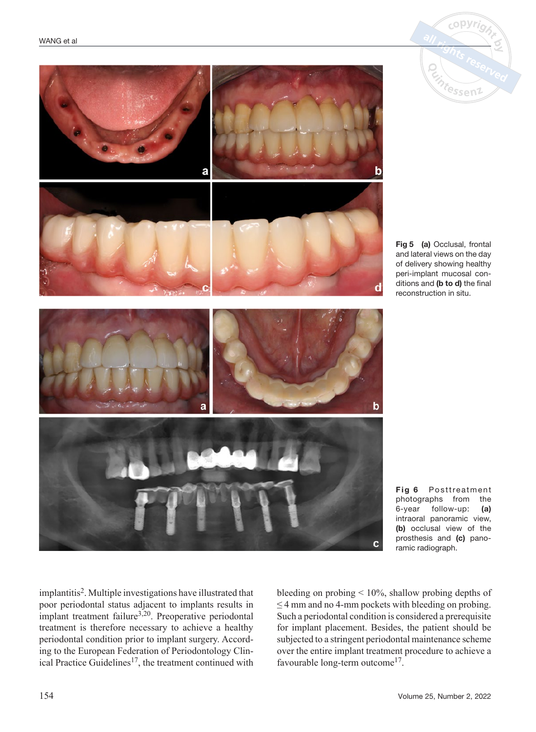**Fig 5** **(a)** Occlusal, frontal and lateral views on the day of delivery showing healthy peri-implant mucosal conditions and **(b to d)** the final reconstruction in situ.

**Fig 6** Posttreatment photographs from the 6-year follow-up: **(a)** intraoral panoramic view, **(b)** occlusal view of the prosthesis and **(c)** panoramic radiograph.

implantitis[2]. Multiple investigations have illustrated that poor periodontal status adjacent to implants results in implant treatment failure[3,20]. Preoperative periodontal treatment is therefore necessary to achieve a healthy periodontal condition prior to implant surgery. According to the European Federation of Periodontology Clinical Practice Guidelines[17], the treatment continued with bleeding on probing < 10%, shallow probing depths of ≤ 4 mm and no 4-mm pockets with bleeding on probing. Such a periodontal condition is considered a prerequisite for implant placement. Besides, the patient should be subjected to a stringent periodontal maintenance scheme over the entire implant treatment procedure to achieve a favourable long-term outcome[17].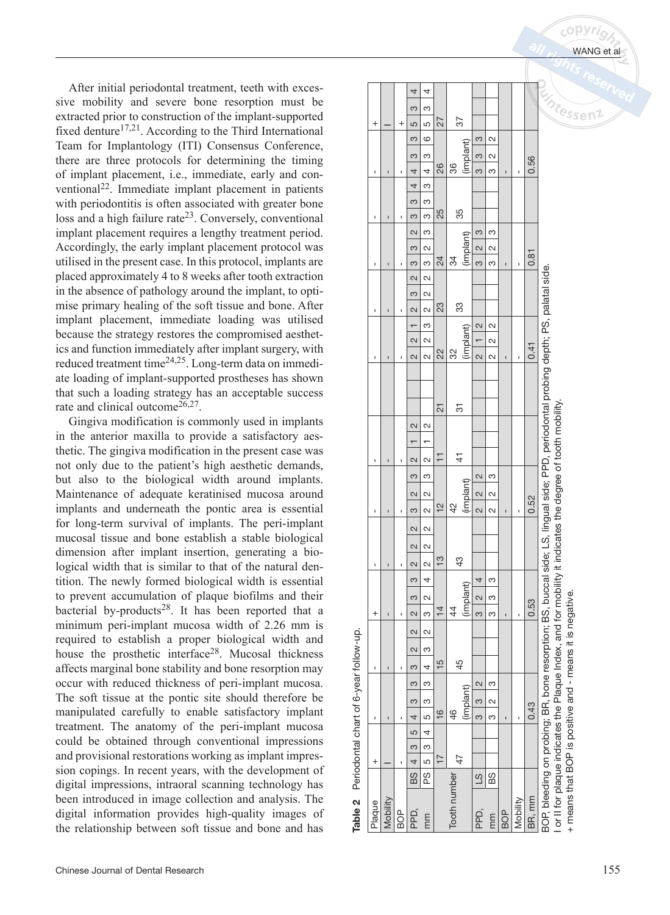After initial periodontal treatment, teeth with excessive mobility and severe bone resorption must be extracted prior to construction of the implant-supported fixed denture[17,21]. According to the Third International Team for Implantology (ITI) Consensus Conference, there are three protocols for determining the timing of implant placement, i.e., immediate, early and conventional[22]. Immediate implant placement in patients with periodontitis is often associated with greater bone loss and a high failure rate[23]. Conversely, conventional implant placement requires a lengthy treatment period. Accordingly, the early implant placement protocol was utilised in the present case. In this protocol, implants are placed approximately 4 to 8 weeks after tooth extraction in the absence of pathology around the implant, to optimise primary healing of the soft tissue and bone. After implant placement, immediate loading was utilised because the strategy restores the compromised aesthetics and function immediately after implant surgery, with reduced treatment time[24,25]. Long-term data on immediate loading of implant-supported prostheses has shown that such a loading strategy has an acceptable success rate and clinical outcome[26,27].

Gingiva modification is commonly used in implants in the anterior maxilla to provide a satisfactory aesthetic. The gingiva modification in the present case was not only due to the patient's high aesthetic demands, but also to the biological width around implants. Maintenance of adequate keratinised mucosa around implants and underneath the pontic area is essential for long-term survival of implants. The peri-implant mucosal tissue and bone establish a stable biological dimension after implant insertion, generating a biological width that is similar to that of the natural dentition. The newly formed biological width is essential to prevent accumulation of plaque biofilms and their bacterial by-products[28]. It has been reported that a minimum peri-implant mucosa width of 2.26 mm is required to establish a proper biological width and house the prosthetic interface[28]. Mucosal thickness affects marginal bone stability and bone resorption may occur with reduced thickness of peri-implant mucosa. The soft tissue at the pontic site should therefore be manipulated carefully to enable satisfactory implant treatment. The anatomy of the peri-implant mucosa could be obtained through conventional impressions and provisional restorations working as implant impression copings. In recent years, with the development of digital impressions, intraoral scanning technology has been introduced in image collection and analysis. The digital information provides high-quality images of the relationship between soft tissue and bone and has

**Table 2** Periodontal chart of 6-year follow-up.

| Plaque | | + | - | - | + | - | - | - | | - | - | - | - | - | + |
|---|---|---|---|---|---|---|---|---|---|---|---|---|---|---|---|
| Mobility | | I | - | - | - | - | - | - | | - | - | - | - | - | I |
| BOP | | - | - | - | - | - | - | - | | - | - | - | - | - | + |
| PPD, mm | BS | 4 3 5 | 4 3 3 | 3 2 2 | 2 3 3 | 2 2 2 | 3 2 3 | 2 1 2 | | 2 2 1 | 2 3 2 | 3 3 2 | 3 3 4 | 4 3 3 | 5 3 4 |
| | PS | 5 3 4 | 5 3 3 | 4 3 2 | 3 2 4 | 2 2 2 | 2 2 3 | 2 1 2 | | 2 2 3 | 2 2 2 | 3 2 3 | 3 3 3 | 4 3 6 | 5 3 4 |
| Tooth number | | 17 | 16 | 15 | 14 | 13 | 12 | 11 | 21 | 22 | 23 | 24 | 25 | 26 | 27 |
| | | 47 | 46 (implant) | 45 | 44 (implant) | 43 | 42 (implant) | 41 | 31 | 32 (implant) | 33 | 34 (implant) | 35 | 36 (implant) | 37 |
| PPD, mm | LS | | 3 3 2 | | 3 2 4 | | 2 2 2 | | | 2 1 2 | | 3 2 3 | | 3 3 3 | |
| | BS | | 3 2 3 | | 3 3 3 | | 2 2 3 | | | 2 2 2 | | 3 2 3 | | 3 2 2 | |
| BOP | | | - | | - | | - | | | - | | - | | - | |
| Mobility | | | - | | - | | - | | | - | | - | | - | |
| BR, mm | | | 0.43 | | 0.53 | | 0.52 | | | 0.41 | | 0.81 | | 0.56 | |

BOP, bleeding on probing; BR, bone resorption; BS, buccal side; LS, lingual side; PPD, periodontal probing depth; PS, palatal side.
I or II for plaque indicates the Plaque Index, and for mobility it indicates the degree of tooth mobility.
+ means that BOP is positive and - means it is negative.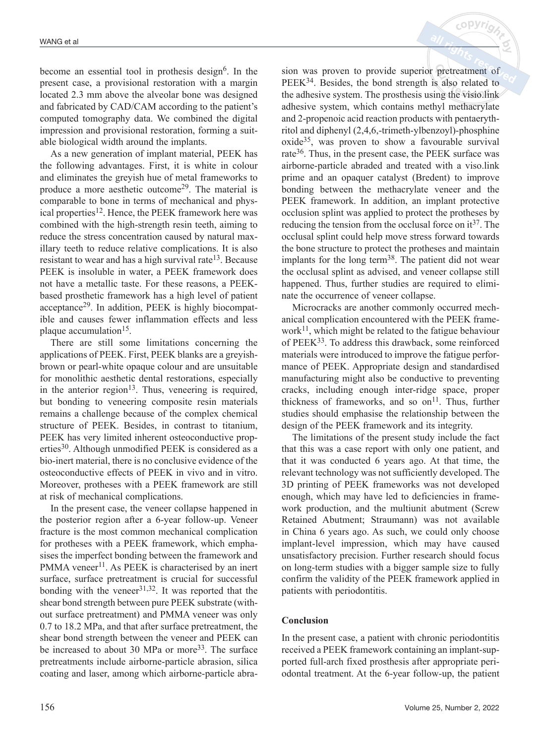become an essential tool in prothesis design[6]. In the present case, a provisional restoration with a margin located 2.3 mm above the alveolar bone was designed and fabricated by CAD/CAM according to the patient's computed tomography data. We combined the digital impression and provisional restoration, forming a suitable biological width around the implants.

As a new generation of implant material, PEEK has the following advantages. First, it is white in colour and eliminates the greyish hue of metal frameworks to produce a more aesthetic outcome[29]. The material is comparable to bone in terms of mechanical and physical properties[12]. Hence, the PEEK framework here was combined with the high-strength resin teeth, aiming to reduce the stress concentration caused by natural maxillary teeth to reduce relative complications. It is also resistant to wear and has a high survival rate[13]. Because PEEK is insoluble in water, a PEEK framework does not have a metallic taste. For these reasons, a PEEK-based prosthetic framework has a high level of patient acceptance[29]. In addition, PEEK is highly biocompatible and causes fewer inflammation effects and less plaque accumulation[15].

There are still some limitations concerning the applications of PEEK. First, PEEK blanks are a greyish-brown or pearl-white opaque colour and are unsuitable for monolithic aesthetic dental restorations, especially in the anterior region[13]. Thus, veneering is required, but bonding to veneering composite resin materials remains a challenge because of the complex chemical structure of PEEK. Besides, in contrast to titanium, PEEK has very limited inherent osteoconductive properties[30]. Although unmodified PEEK is considered as a bio-inert material, there is no conclusive evidence of the osteoconductive effects of PEEK in vivo and in vitro. Moreover, protheses with a PEEK framework are still at risk of mechanical complications.

In the present case, the veneer collapse happened in the posterior region after a 6-year follow-up. Veneer fracture is the most common mechanical complication for protheses with a PEEK framework, which emphasises the imperfect bonding between the framework and PMMA veneer[11]. As PEEK is characterised by an inert surface, surface pretreatment is crucial for successful bonding with the veneer[31,32]. It was reported that the shear bond strength between pure PEEK substrate (without surface pretreatment) and PMMA veneer was only 0.7 to 18.2 MPa, and that after surface pretreatment, the shear bond strength between the veneer and PEEK can be increased to about 30 MPa or more[33]. The surface pretreatments include airborne-particle abrasion, silica coating and laser, among which airborne-particle abrasion was proven to provide superior pretreatment of PEEK[34]. Besides, the bond strength is also related to the adhesive system. The prosthesis using the visio.link adhesive system, which contains methyl methacrylate and 2-propenoic acid reaction products with pentaerythritol and diphenyl (2,4,6,-trimeth-ylbenzoyl)-phosphine oxide[35], was proven to show a favourable survival rate[36]. Thus, in the present case, the PEEK surface was airborne-particle abraded and treated with a viso.link prime and an opaquer catalyst (Bredent) to improve bonding between the methacrylate veneer and the PEEK framework. In addition, an implant protective occlusion splint was applied to protect the protheses by reducing the tension from the occlusal force on it[37]. The occlusal splint could help move stress forward towards the bone structure to protect the protheses and maintain implants for the long term[38]. The patient did not wear the occlusal splint as advised, and veneer collapse still happened. Thus, further studies are required to eliminate the occurrence of veneer collapse.

Microcracks are another commonly occurred mechanical complication encountered with the PEEK framework[11], which might be related to the fatigue behaviour of PEEK[33]. To address this drawback, some reinforced materials were introduced to improve the fatigue performance of PEEK. Appropriate design and standardised manufacturing might also be conductive to preventing cracks, including enough inter-ridge space, proper thickness of frameworks, and so on[11]. Thus, further studies should emphasise the relationship between the design of the PEEK framework and its integrity.

The limitations of the present study include the fact that this was a case report with only one patient, and that it was conducted 6 years ago. At that time, the relevant technology was not sufficiently developed. The 3D printing of PEEK frameworks was not developed enough, which may have led to deficiencies in framework production, and the multiunit abutment (Screw Retained Abutment; Straumann) was not available in China 6 years ago. As such, we could only choose implant-level impression, which may have caused unsatisfactory precision. Further research should focus on long-term studies with a bigger sample size to fully confirm the validity of the PEEK framework applied in patients with periodontitis.

## Conclusion

In the present case, a patient with chronic periodontitis received a PEEK framework containing an implant-supported full-arch fixed prosthesis after appropriate periodontal treatment. At the 6-year follow-up, the patient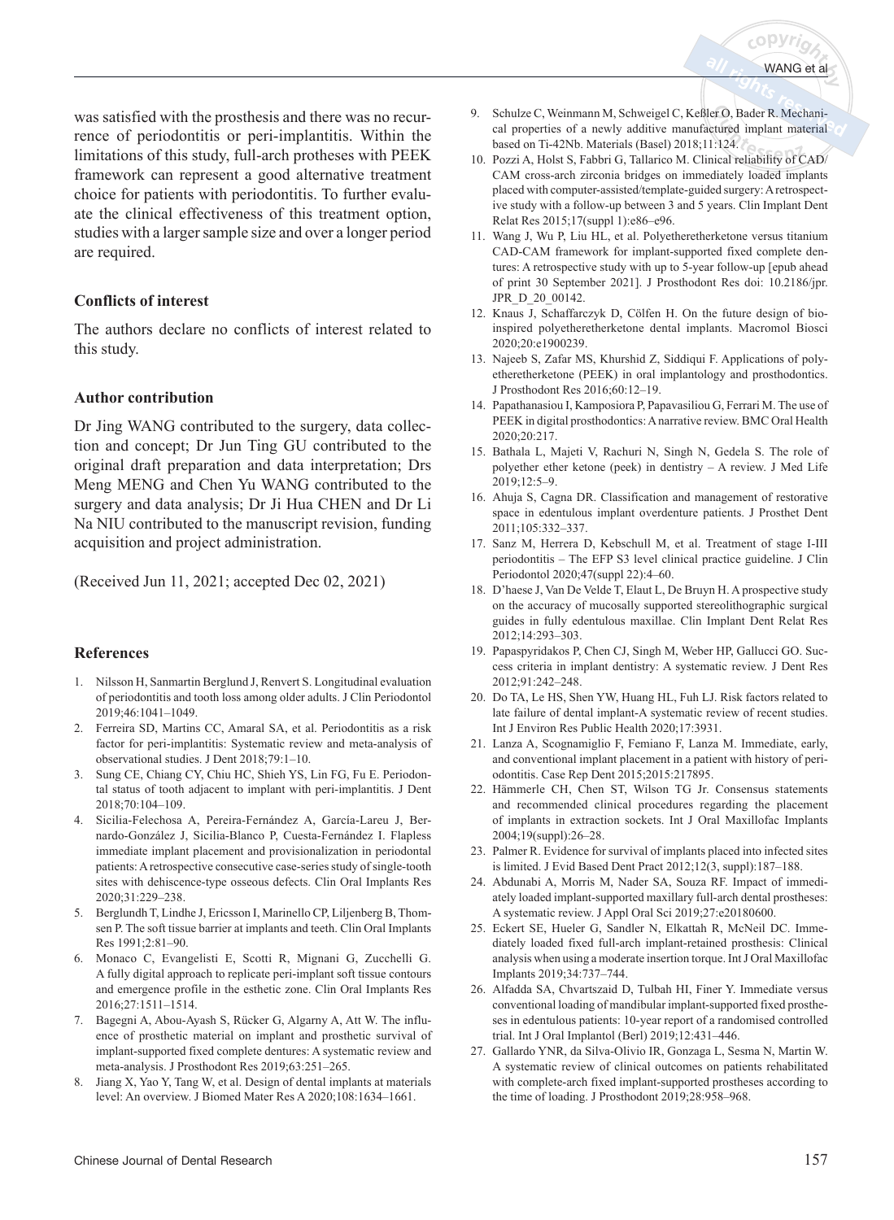was satisfied with the prosthesis and there was no recurrence of periodontitis or peri-implantitis. Within the limitations of this study, full-arch protheses with PEEK framework can represent a good alternative treatment choice for patients with periodontitis. To further evaluate the clinical effectiveness of this treatment option, studies with a larger sample size and over a longer period are required.

### Conflicts of interest

The authors declare no conflicts of interest related to this study.

### Author contribution

Dr Jing WANG contributed to the surgery, data collection and concept; Dr Jun Ting GU contributed to the original draft preparation and data interpretation; Drs Meng MENG and Chen Yu WANG contributed to the surgery and data analysis; Dr Ji Hua CHEN and Dr Li Na NIU contributed to the manuscript revision, funding acquisition and project administration.

(Received Jun 11, 2021; accepted Dec 02, 2021)

### References

1. Nilsson H, Sanmartin Berglund J, Renvert S. Longitudinal evaluation of periodontitis and tooth loss among older adults. J Clin Periodontol 2019;46:1041–1049.
2. Ferreira SD, Martins CC, Amaral SA, et al. Periodontitis as a risk factor for peri-implantitis: Systematic review and meta-analysis of observational studies. J Dent 2018;79:1–10.
3. Sung CE, Chiang CY, Chiu HC, Shieh YS, Lin FG, Fu E. Periodontal status of tooth adjacent to implant with peri-implantitis. J Dent 2018;70:104–109.
4. Sicilia-Felechosa A, Pereira-Fernández A, García-Lareu J, Bernardo-González J, Sicilia-Blanco P, Cuesta-Fernández I. Flapless immediate implant placement and provisionalization in periodontal patients: A retrospective consecutive case-series study of single-tooth sites with dehiscence-type osseous defects. Clin Oral Implants Res 2020;31:229–238.
5. Berglundh T, Lindhe J, Ericsson I, Marinello CP, Liljenberg B, Thomsen P. The soft tissue barrier at implants and teeth. Clin Oral Implants Res 1991;2:81–90.
6. Monaco C, Evangelisti E, Scotti R, Mignani G, Zucchelli G. A fully digital approach to replicate peri-implant soft tissue contours and emergence profile in the esthetic zone. Clin Oral Implants Res 2016;27:1511–1514.
7. Bagegni A, Abou-Ayash S, Rücker G, Algarny A, Att W. The influence of prosthetic material on implant and prosthetic survival of implant-supported fixed complete dentures: A systematic review and meta-analysis. J Prosthodont Res 2019;63:251–265.
8. Jiang X, Yao Y, Tang W, et al. Design of dental implants at materials level: An overview. J Biomed Mater Res A 2020;108:1634–1661.
9. Schulze C, Weinmann M, Schweigel C, Keßler O, Bader R. Mechanical properties of a newly additive manufactured implant material based on Ti-42Nb. Materials (Basel) 2018;11:124.
10. Pozzi A, Holst S, Fabbri G, Tallarico M. Clinical reliability of CAD/CAM cross-arch zirconia bridges on immediately loaded implants placed with computer-assisted/template-guided surgery: A retrospective study with a follow-up between 3 and 5 years. Clin Implant Dent Relat Res 2015;17(suppl 1):e86–e96.
11. Wang J, Wu P, Liu HL, et al. Polyetheretherketone versus titanium CAD-CAM framework for implant-supported fixed complete dentures: A retrospective study with up to 5-year follow-up [epub ahead of print 30 September 2021]. J Prosthodont Res doi: 10.2186/jpr.JPR_D_20_00142.
12. Knaus J, Schaffarczyk D, Cölfen H. On the future design of bio-inspired polyetheretherketone dental implants. Macromol Biosci 2020;20:e1900239.
13. Najeeb S, Zafar MS, Khurshid Z, Siddiqui F. Applications of polyetheretherketone (PEEK) in oral implantology and prosthodontics. J Prosthodont Res 2016;60:12–19.
14. Papathanasiou I, Kamposiora P, Papavasiliou G, Ferrari M. The use of PEEK in digital prosthodontics: A narrative review. BMC Oral Health 2020;20:217.
15. Bathala L, Majeti V, Rachuri N, Singh N, Gedela S. The role of polyether ether ketone (peek) in dentistry – A review. J Med Life 2019;12:5–9.
16. Ahuja S, Cagna DR. Classification and management of restorative space in edentulous implant overdenture patients. J Prosthet Dent 2011;105:332–337.
17. Sanz M, Herrera D, Kebschull M, et al. Treatment of stage I-III periodontitis – The EFP S3 level clinical practice guideline. J Clin Periodontol 2020;47(suppl 22):4–60.
18. D'haese J, Van De Velde T, Elaut L, De Bruyn H. A prospective study on the accuracy of mucosally supported stereolithographic surgical guides in fully edentulous maxillae. Clin Implant Dent Relat Res 2012;14:293–303.
19. Papaspyridakos P, Chen CJ, Singh M, Weber HP, Gallucci GO. Success criteria in implant dentistry: A systematic review. J Dent Res 2012;91:242–248.
20. Do TA, Le HS, Shen YW, Huang HL, Fuh LJ. Risk factors related to late failure of dental implant-A systematic review of recent studies. Int J Environ Res Public Health 2020;17:3931.
21. Lanza A, Scognamiglio F, Femiano F, Lanza M. Immediate, early, and conventional implant placement in a patient with history of periodontitis. Case Rep Dent 2015;2015:217895.
22. Hämmerle CH, Chen ST, Wilson TG Jr. Consensus statements and recommended clinical procedures regarding the placement of implants in extraction sockets. Int J Oral Maxillofac Implants 2004;19(suppl):26–28.
23. Palmer R. Evidence for survival of implants placed into infected sites is limited. J Evid Based Dent Pract 2012;12(3, suppl):187–188.
24. Abdunabi A, Morris M, Nader SA, Souza RF. Impact of immediately loaded implant-supported maxillary full-arch dental prostheses: A systematic review. J Appl Oral Sci 2019;27:e20180600.
25. Eckert SE, Hueler G, Sandler N, Elkattah R, McNeil DC. Immediately loaded fixed full-arch implant-retained prosthesis: Clinical analysis when using a moderate insertion torque. Int J Oral Maxillofac Implants 2019;34:737–744.
26. Alfadda SA, Chvartszaid D, Tulbah HI, Finer Y. Immediate versus conventional loading of mandibular implant-supported fixed prostheses in edentulous patients: 10-year report of a randomised controlled trial. Int J Oral Implantol (Berl) 2019;12:431–446.
27. Gallardo YNR, da Silva-Olivio IR, Gonzaga L, Sesma N, Martin W. A systematic review of clinical outcomes on patients rehabilitated with complete-arch fixed implant-supported prostheses according to the time of loading. J Prosthodont 2019;28:958–968.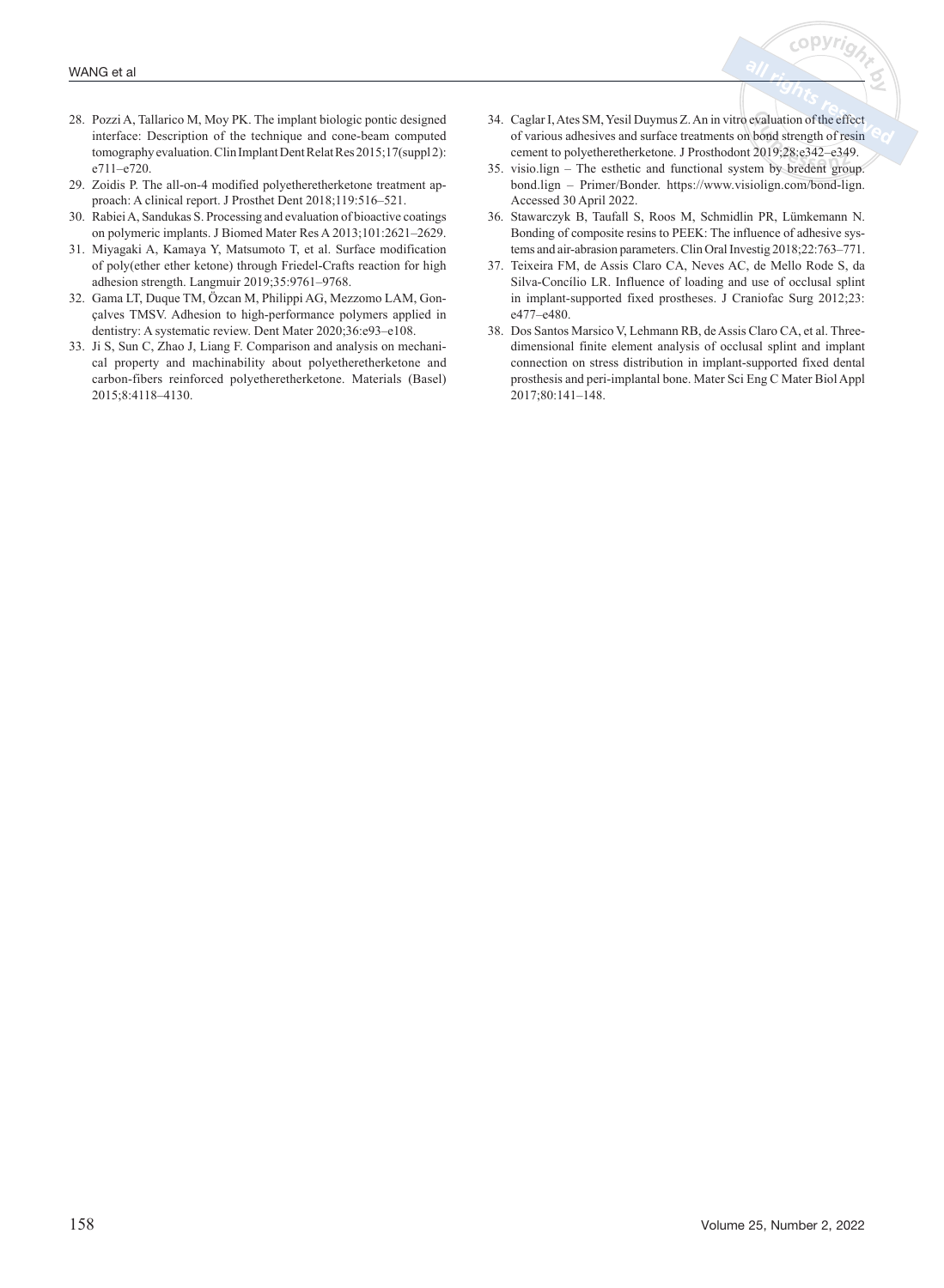28. Pozzi A, Tallarico M, Moy PK. The implant biologic pontic designed interface: Description of the technique and cone-beam computed tomography evaluation. Clin Implant Dent Relat Res 2015;17(suppl 2): e711–e720.
29. Zoidis P. The all-on-4 modified polyetheretherketone treatment approach: A clinical report. J Prosthet Dent 2018;119:516–521.
30. Rabiei A, Sandukas S. Processing and evaluation of bioactive coatings on polymeric implants. J Biomed Mater Res A 2013;101:2621–2629.
31. Miyagaki A, Kamaya Y, Matsumoto T, et al. Surface modification of poly(ether ether ketone) through Friedel-Crafts reaction for high adhesion strength. Langmuir 2019;35:9761–9768.
32. Gama LT, Duque TM, Özcan M, Philippi AG, Mezzomo LAM, Gonçalves TMSV. Adhesion to high-performance polymers applied in dentistry: A systematic review. Dent Mater 2020;36:e93–e108.
33. Ji S, Sun C, Zhao J, Liang F. Comparison and analysis on mechanical property and machinability about polyetheretherketone and carbon-fibers reinforced polyetheretherketone. Materials (Basel) 2015;8:4118–4130.
34. Caglar I, Ates SM, Yesil Duymus Z. An in vitro evaluation of the effect of various adhesives and surface treatments on bond strength of resin cement to polyetheretherketone. J Prosthodont 2019;28:e342–e349.
35. visio.lign – The esthetic and functional system by bredent group. bond.lign – Primer/Bonder. https://www.visiolign.com/bond-lign. Accessed 30 April 2022.
36. Stawarczyk B, Taufall S, Roos M, Schmidlin PR, Lümkemann N. Bonding of composite resins to PEEK: The influence of adhesive systems and air-abrasion parameters. Clin Oral Investig 2018;22:763–771.
37. Teixeira FM, de Assis Claro CA, Neves AC, de Mello Rode S, da Silva-Concílio LR. Influence of loading and use of occlusal splint in implant-supported fixed prostheses. J Craniofac Surg 2012;23: e477–e480.
38. Dos Santos Marsico V, Lehmann RB, de Assis Claro CA, et al. Three-dimensional finite element analysis of occlusal splint and implant connection on stress distribution in implant-supported fixed dental prosthesis and peri-implantal bone. Mater Sci Eng C Mater Biol Appl 2017;80:141–148.